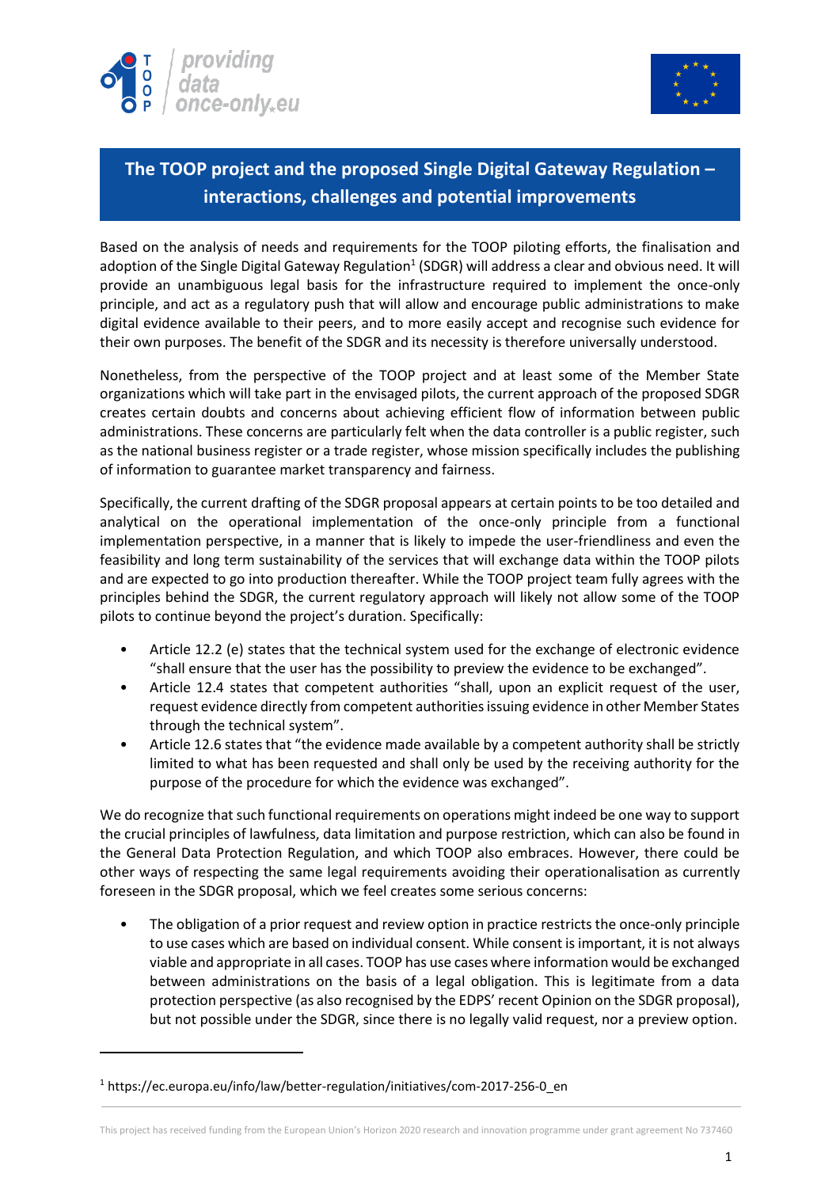# The TOOP project and the proposed Single Digital Gateway Regulation – interactions, challenges and potential improvements

Based on the analysis of needs and requirements for the TOOP piloting efforts, the finalisation and adoption of the Single Digital Gateway Regulation[1] (SDGR) will address a clear and obvious need. It will provide an unambiguous legal basis for the infrastructure required to implement the once-only principle, and act as a regulatory push that will allow and encourage public administrations to make digital evidence available to their peers, and to more easily accept and recognise such evidence for their own purposes. The benefit of the SDGR and its necessity is therefore universally understood.

Nonetheless, from the perspective of the TOOP project and at least some of the Member State organizations which will take part in the envisaged pilots, the current approach of the proposed SDGR creates certain doubts and concerns about achieving efficient flow of information between public administrations. These concerns are particularly felt when the data controller is a public register, such as the national business register or a trade register, whose mission specifically includes the publishing of information to guarantee market transparency and fairness.

Specifically, the current drafting of the SDGR proposal appears at certain points to be too detailed and analytical on the operational implementation of the once-only principle from a functional implementation perspective, in a manner that is likely to impede the user-friendliness and even the feasibility and long term sustainability of the services that will exchange data within the TOOP pilots and are expected to go into production thereafter. While the TOOP project team fully agrees with the principles behind the SDGR, the current regulatory approach will likely not allow some of the TOOP pilots to continue beyond the project's duration. Specifically:

- Article 12.2 (e) states that the technical system used for the exchange of electronic evidence "shall ensure that the user has the possibility to preview the evidence to be exchanged".
- Article 12.4 states that competent authorities "shall, upon an explicit request of the user, request evidence directly from competent authorities issuing evidence in other Member States through the technical system".
- Article 12.6 states that "the evidence made available by a competent authority shall be strictly limited to what has been requested and shall only be used by the receiving authority for the purpose of the procedure for which the evidence was exchanged".

We do recognize that such functional requirements on operations might indeed be one way to support the crucial principles of lawfulness, data limitation and purpose restriction, which can also be found in the General Data Protection Regulation, and which TOOP also embraces. However, there could be other ways of respecting the same legal requirements avoiding their operationalisation as currently foreseen in the SDGR proposal, which we feel creates some serious concerns:

- The obligation of a prior request and review option in practice restricts the once-only principle to use cases which are based on individual consent. While consent is important, it is not always viable and appropriate in all cases. TOOP has use cases where information would be exchanged between administrations on the basis of a legal obligation. This is legitimate from a data protection perspective (as also recognised by the EDPS' recent Opinion on the SDGR proposal), but not possible under the SDGR, since there is no legally valid request, nor a preview option.

[1] https://ec.europa.eu/info/law/better-regulation/initiatives/com-2017-256-0_en

This project has received funding from the European Union's Horizon 2020 research and innovation programme under grant agreement No 737460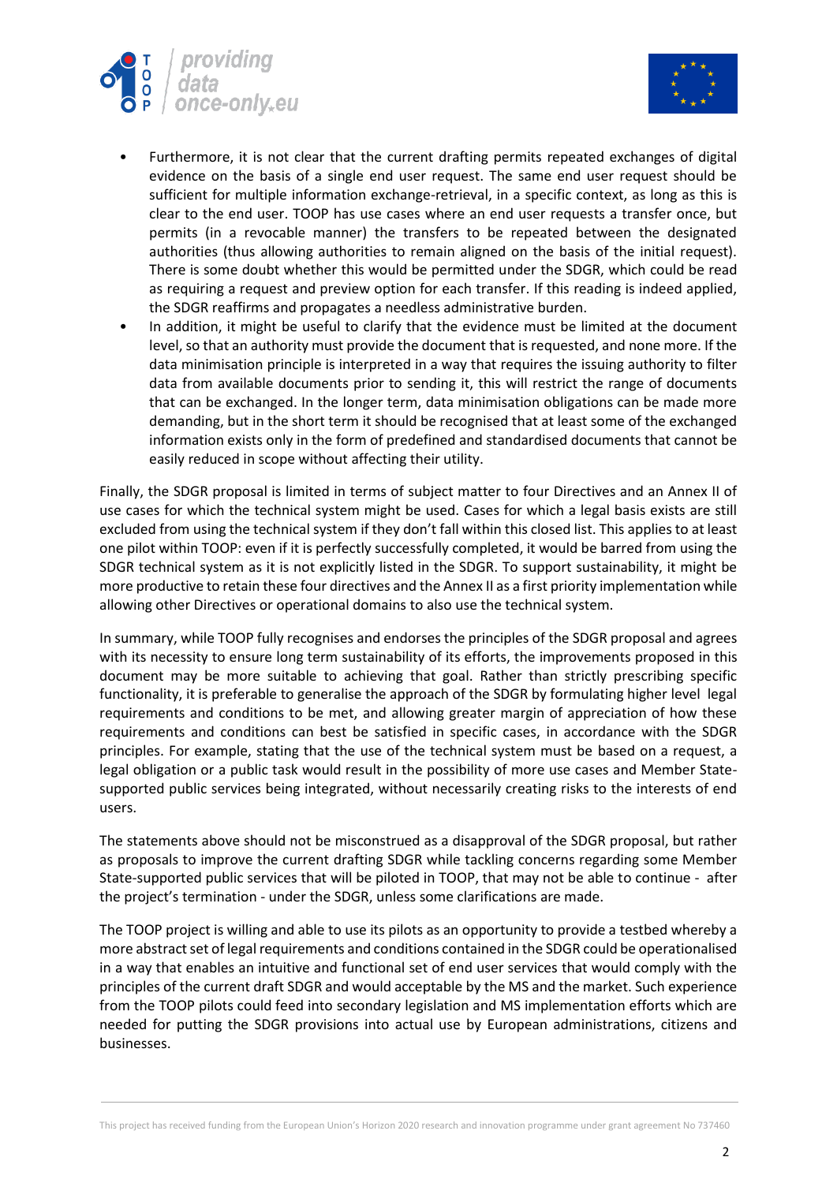- Furthermore, it is not clear that the current drafting permits repeated exchanges of digital evidence on the basis of a single end user request. The same end user request should be sufficient for multiple information exchange-retrieval, in a specific context, as long as this is clear to the end user. TOOP has use cases where an end user requests a transfer once, but permits (in a revocable manner) the transfers to be repeated between the designated authorities (thus allowing authorities to remain aligned on the basis of the initial request). There is some doubt whether this would be permitted under the SDGR, which could be read as requiring a request and preview option for each transfer. If this reading is indeed applied, the SDGR reaffirms and propagates a needless administrative burden.
- In addition, it might be useful to clarify that the evidence must be limited at the document level, so that an authority must provide the document that is requested, and none more. If the data minimisation principle is interpreted in a way that requires the issuing authority to filter data from available documents prior to sending it, this will restrict the range of documents that can be exchanged. In the longer term, data minimisation obligations can be made more demanding, but in the short term it should be recognised that at least some of the exchanged information exists only in the form of predefined and standardised documents that cannot be easily reduced in scope without affecting their utility.

Finally, the SDGR proposal is limited in terms of subject matter to four Directives and an Annex II of use cases for which the technical system might be used. Cases for which a legal basis exists are still excluded from using the technical system if they don't fall within this closed list. This applies to at least one pilot within TOOP: even if it is perfectly successfully completed, it would be barred from using the SDGR technical system as it is not explicitly listed in the SDGR. To support sustainability, it might be more productive to retain these four directives and the Annex II as a first priority implementation while allowing other Directives or operational domains to also use the technical system.

In summary, while TOOP fully recognises and endorses the principles of the SDGR proposal and agrees with its necessity to ensure long term sustainability of its efforts, the improvements proposed in this document may be more suitable to achieving that goal. Rather than strictly prescribing specific functionality, it is preferable to generalise the approach of the SDGR by formulating higher level legal requirements and conditions to be met, and allowing greater margin of appreciation of how these requirements and conditions can best be satisfied in specific cases, in accordance with the SDGR principles. For example, stating that the use of the technical system must be based on a request, a legal obligation or a public task would result in the possibility of more use cases and Member State-supported public services being integrated, without necessarily creating risks to the interests of end users.

The statements above should not be misconstrued as a disapproval of the SDGR proposal, but rather as proposals to improve the current drafting SDGR while tackling concerns regarding some Member State-supported public services that will be piloted in TOOP, that may not be able to continue - after the project's termination - under the SDGR, unless some clarifications are made.

The TOOP project is willing and able to use its pilots as an opportunity to provide a testbed whereby a more abstract set of legal requirements and conditions contained in the SDGR could be operationalised in a way that enables an intuitive and functional set of end user services that would comply with the principles of the current draft SDGR and would acceptable by the MS and the market. Such experience from the TOOP pilots could feed into secondary legislation and MS implementation efforts which are needed for putting the SDGR provisions into actual use by European administrations, citizens and businesses.